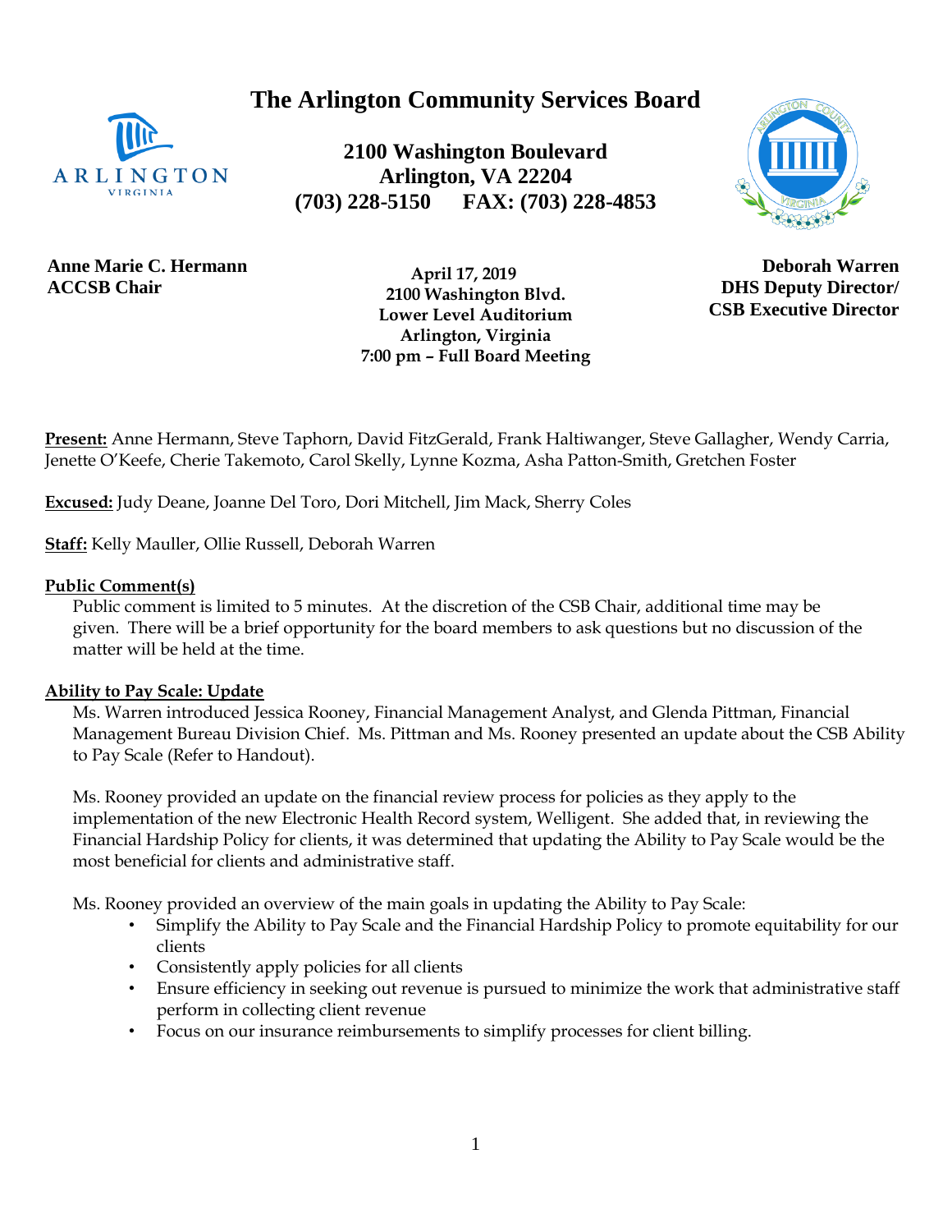# The Arlington Community Services Board

**2100 Washington Boulevard**
**Arlington, VA 22204**
**(703) 228-5150 FAX: (703) 228-4853**

**Anne Marie C. Hermann**
**ACCSB Chair**

**April 17, 2019**
**2100 Washington Blvd.**
**Lower Level Auditorium**
**Arlington, Virginia**
**7:00 pm – Full Board Meeting**

**Deborah Warren**
**DHS Deputy Director/**
**CSB Executive Director**

**Present:** Anne Hermann, Steve Taphorn, David FitzGerald, Frank Haltiwanger, Steve Gallagher, Wendy Carria, Jenette O'Keefe, Cherie Takemoto, Carol Skelly, Lynne Kozma, Asha Patton-Smith, Gretchen Foster

**Excused:** Judy Deane, Joanne Del Toro, Dori Mitchell, Jim Mack, Sherry Coles

**Staff:** Kelly Mauller, Ollie Russell, Deborah Warren

**Public Comment(s)**

Public comment is limited to 5 minutes. At the discretion of the CSB Chair, additional time may be given. There will be a brief opportunity for the board members to ask questions but no discussion of the matter will be held at the time.

**Ability to Pay Scale: Update**

Ms. Warren introduced Jessica Rooney, Financial Management Analyst, and Glenda Pittman, Financial Management Bureau Division Chief. Ms. Pittman and Ms. Rooney presented an update about the CSB Ability to Pay Scale (Refer to Handout).

Ms. Rooney provided an update on the financial review process for policies as they apply to the implementation of the new Electronic Health Record system, Welligent. She added that, in reviewing the Financial Hardship Policy for clients, it was determined that updating the Ability to Pay Scale would be the most beneficial for clients and administrative staff.

Ms. Rooney provided an overview of the main goals in updating the Ability to Pay Scale:

- Simplify the Ability to Pay Scale and the Financial Hardship Policy to promote equitability for our clients
- Consistently apply policies for all clients
- Ensure efficiency in seeking out revenue is pursued to minimize the work that administrative staff perform in collecting client revenue
- Focus on our insurance reimbursements to simplify processes for client billing.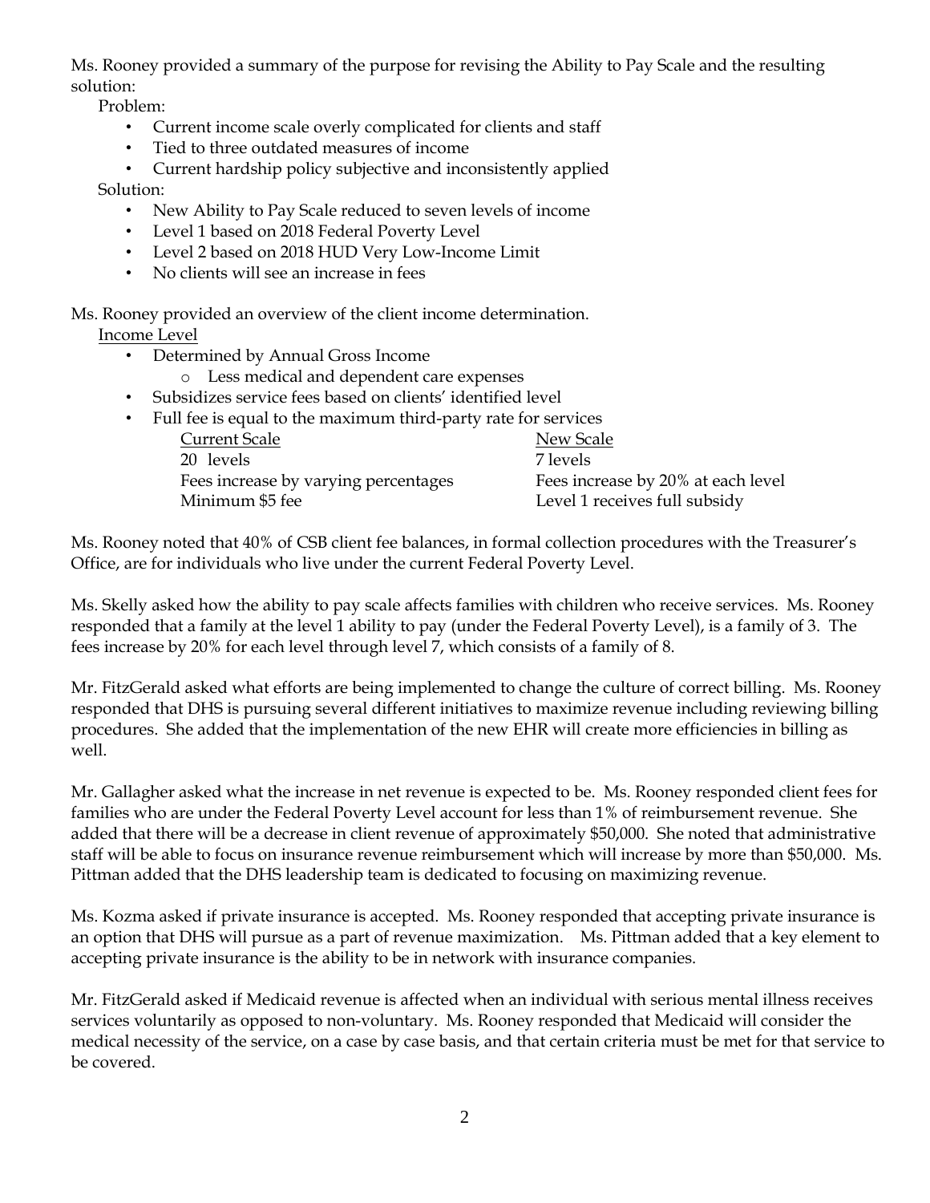Ms. Rooney provided a summary of the purpose for revising the Ability to Pay Scale and the resulting solution:

Problem:

- Current income scale overly complicated for clients and staff
- Tied to three outdated measures of income
- Current hardship policy subjective and inconsistently applied

Solution:

- New Ability to Pay Scale reduced to seven levels of income
- Level 1 based on 2018 Federal Poverty Level
- Level 2 based on 2018 HUD Very Low-Income Limit
- No clients will see an increase in fees

Ms. Rooney provided an overview of the client income determination.

Income Level

- Determined by Annual Gross Income
    - Less medical and dependent care expenses
- Subsidizes service fees based on clients' identified level
- Full fee is equal to the maximum third-party rate for services

| Current Scale | New Scale |
| --- | --- |
| 20 levels | 7 levels |
| Fees increase by varying percentages | Fees increase by 20% at each level |
| Minimum $5 fee | Level 1 receives full subsidy |

Ms. Rooney noted that 40% of CSB client fee balances, in formal collection procedures with the Treasurer's Office, are for individuals who live under the current Federal Poverty Level.

Ms. Skelly asked how the ability to pay scale affects families with children who receive services. Ms. Rooney responded that a family at the level 1 ability to pay (under the Federal Poverty Level), is a family of 3. The fees increase by 20% for each level through level 7, which consists of a family of 8.

Mr. FitzGerald asked what efforts are being implemented to change the culture of correct billing. Ms. Rooney responded that DHS is pursuing several different initiatives to maximize revenue including reviewing billing procedures. She added that the implementation of the new EHR will create more efficiencies in billing as well.

Mr. Gallagher asked what the increase in net revenue is expected to be. Ms. Rooney responded client fees for families who are under the Federal Poverty Level account for less than 1% of reimbursement revenue. She added that there will be a decrease in client revenue of approximately $50,000. She noted that administrative staff will be able to focus on insurance revenue reimbursement which will increase by more than $50,000. Ms. Pittman added that the DHS leadership team is dedicated to focusing on maximizing revenue.

Ms. Kozma asked if private insurance is accepted. Ms. Rooney responded that accepting private insurance is an option that DHS will pursue as a part of revenue maximization. Ms. Pittman added that a key element to accepting private insurance is the ability to be in network with insurance companies.

Mr. FitzGerald asked if Medicaid revenue is affected when an individual with serious mental illness receives services voluntarily as opposed to non-voluntary. Ms. Rooney responded that Medicaid will consider the medical necessity of the service, on a case by case basis, and that certain criteria must be met for that service to be covered.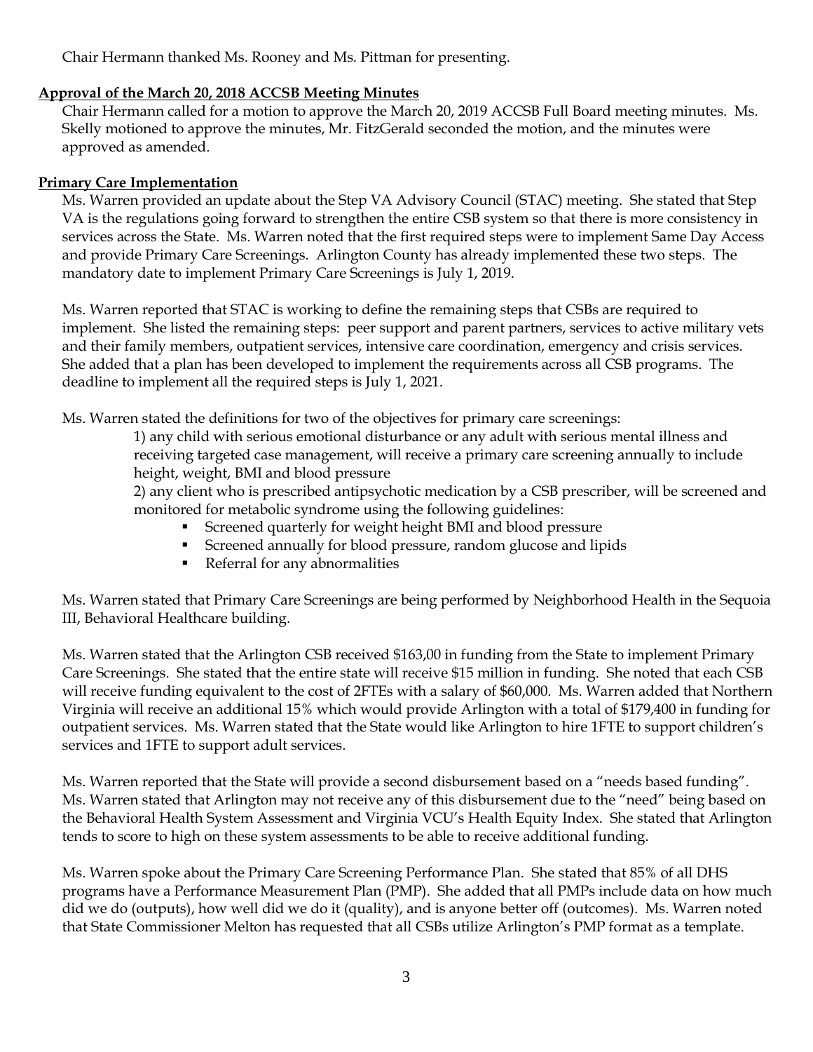Chair Hermann thanked Ms. Rooney and Ms. Pittman for presenting.

**Approval of the March 20, 2018 ACCSB Meeting Minutes**

Chair Hermann called for a motion to approve the March 20, 2019 ACCSB Full Board meeting minutes. Ms. Skelly motioned to approve the minutes, Mr. FitzGerald seconded the motion, and the minutes were approved as amended.

**Primary Care Implementation**

Ms. Warren provided an update about the Step VA Advisory Council (STAC) meeting. She stated that Step VA is the regulations going forward to strengthen the entire CSB system so that there is more consistency in services across the State. Ms. Warren noted that the first required steps were to implement Same Day Access and provide Primary Care Screenings. Arlington County has already implemented these two steps. The mandatory date to implement Primary Care Screenings is July 1, 2019.

Ms. Warren reported that STAC is working to define the remaining steps that CSBs are required to implement. She listed the remaining steps: peer support and parent partners, services to active military vets and their family members, outpatient services, intensive care coordination, emergency and crisis services. She added that a plan has been developed to implement the requirements across all CSB programs. The deadline to implement all the required steps is July 1, 2021.

Ms. Warren stated the definitions for two of the objectives for primary care screenings:

1) any child with serious emotional disturbance or any adult with serious mental illness and receiving targeted case management, will receive a primary care screening annually to include height, weight, BMI and blood pressure

2) any client who is prescribed antipsychotic medication by a CSB prescriber, will be screened and monitored for metabolic syndrome using the following guidelines:

- Screened quarterly for weight height BMI and blood pressure
- Screened annually for blood pressure, random glucose and lipids
- Referral for any abnormalities

Ms. Warren stated that Primary Care Screenings are being performed by Neighborhood Health in the Sequoia III, Behavioral Healthcare building.

Ms. Warren stated that the Arlington CSB received $163,00 in funding from the State to implement Primary Care Screenings. She stated that the entire state will receive $15 million in funding. She noted that each CSB will receive funding equivalent to the cost of 2FTEs with a salary of $60,000. Ms. Warren added that Northern Virginia will receive an additional 15% which would provide Arlington with a total of $179,400 in funding for outpatient services. Ms. Warren stated that the State would like Arlington to hire 1FTE to support children's services and 1FTE to support adult services.

Ms. Warren reported that the State will provide a second disbursement based on a "needs based funding". Ms. Warren stated that Arlington may not receive any of this disbursement due to the "need" being based on the Behavioral Health System Assessment and Virginia VCU's Health Equity Index. She stated that Arlington tends to score to high on these system assessments to be able to receive additional funding.

Ms. Warren spoke about the Primary Care Screening Performance Plan. She stated that 85% of all DHS programs have a Performance Measurement Plan (PMP). She added that all PMPs include data on how much did we do (outputs), how well did we do it (quality), and is anyone better off (outcomes). Ms. Warren noted that State Commissioner Melton has requested that all CSBs utilize Arlington's PMP format as a template.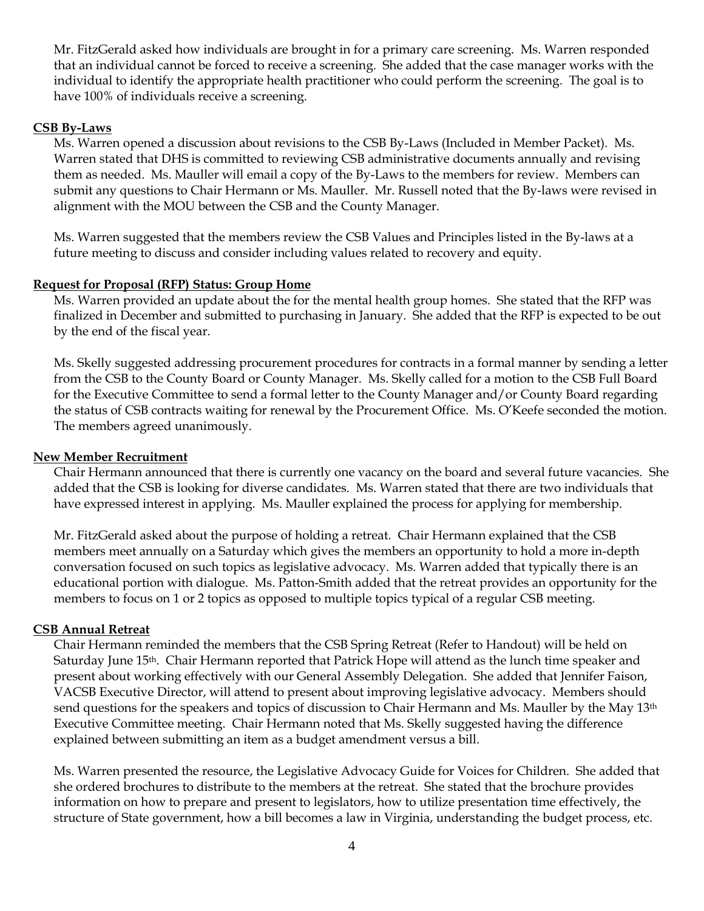Mr. FitzGerald asked how individuals are brought in for a primary care screening. Ms. Warren responded that an individual cannot be forced to receive a screening. She added that the case manager works with the individual to identify the appropriate health practitioner who could perform the screening. The goal is to have 100% of individuals receive a screening.

**CSB By-Laws**

Ms. Warren opened a discussion about revisions to the CSB By-Laws (Included in Member Packet). Ms. Warren stated that DHS is committed to reviewing CSB administrative documents annually and revising them as needed. Ms. Mauller will email a copy of the By-Laws to the members for review. Members can submit any questions to Chair Hermann or Ms. Mauller. Mr. Russell noted that the By-laws were revised in alignment with the MOU between the CSB and the County Manager.

Ms. Warren suggested that the members review the CSB Values and Principles listed in the By-laws at a future meeting to discuss and consider including values related to recovery and equity.

**Request for Proposal (RFP) Status: Group Home**

Ms. Warren provided an update about the for the mental health group homes. She stated that the RFP was finalized in December and submitted to purchasing in January. She added that the RFP is expected to be out by the end of the fiscal year.

Ms. Skelly suggested addressing procurement procedures for contracts in a formal manner by sending a letter from the CSB to the County Board or County Manager. Ms. Skelly called for a motion to the CSB Full Board for the Executive Committee to send a formal letter to the County Manager and/or County Board regarding the status of CSB contracts waiting for renewal by the Procurement Office. Ms. O'Keefe seconded the motion. The members agreed unanimously.

**New Member Recruitment**

Chair Hermann announced that there is currently one vacancy on the board and several future vacancies. She added that the CSB is looking for diverse candidates. Ms. Warren stated that there are two individuals that have expressed interest in applying. Ms. Mauller explained the process for applying for membership.

Mr. FitzGerald asked about the purpose of holding a retreat. Chair Hermann explained that the CSB members meet annually on a Saturday which gives the members an opportunity to hold a more in-depth conversation focused on such topics as legislative advocacy. Ms. Warren added that typically there is an educational portion with dialogue. Ms. Patton-Smith added that the retreat provides an opportunity for the members to focus on 1 or 2 topics as opposed to multiple topics typical of a regular CSB meeting.

**CSB Annual Retreat**

Chair Hermann reminded the members that the CSB Spring Retreat (Refer to Handout) will be held on Saturday June 15th. Chair Hermann reported that Patrick Hope will attend as the lunch time speaker and present about working effectively with our General Assembly Delegation. She added that Jennifer Faison, VACSB Executive Director, will attend to present about improving legislative advocacy. Members should send questions for the speakers and topics of discussion to Chair Hermann and Ms. Mauller by the May 13th Executive Committee meeting. Chair Hermann noted that Ms. Skelly suggested having the difference explained between submitting an item as a budget amendment versus a bill.

Ms. Warren presented the resource, the Legislative Advocacy Guide for Voices for Children. She added that she ordered brochures to distribute to the members at the retreat. She stated that the brochure provides information on how to prepare and present to legislators, how to utilize presentation time effectively, the structure of State government, how a bill becomes a law in Virginia, understanding the budget process, etc.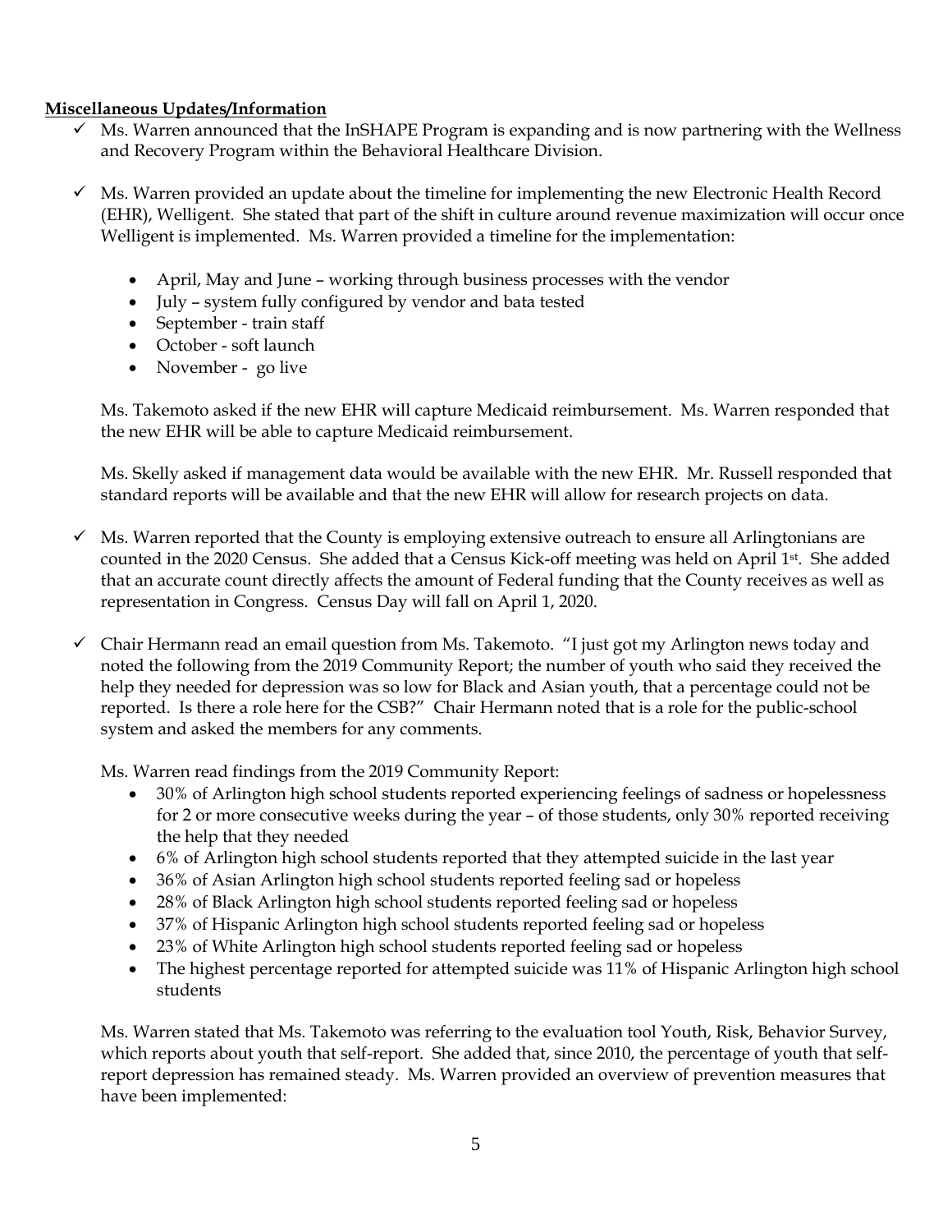**Miscellaneous Updates/Information**

- ✓ Ms. Warren announced that the InSHAPE Program is expanding and is now partnering with the Wellness and Recovery Program within the Behavioral Healthcare Division.

- ✓ Ms. Warren provided an update about the timeline for implementing the new Electronic Health Record (EHR), Welligent. She stated that part of the shift in culture around revenue maximization will occur once Welligent is implemented. Ms. Warren provided a timeline for the implementation:

  - April, May and June – working through business processes with the vendor
  - July – system fully configured by vendor and bata tested
  - September - train staff
  - October - soft launch
  - November - go live

  Ms. Takemoto asked if the new EHR will capture Medicaid reimbursement. Ms. Warren responded that the new EHR will be able to capture Medicaid reimbursement.

  Ms. Skelly asked if management data would be available with the new EHR. Mr. Russell responded that standard reports will be available and that the new EHR will allow for research projects on data.

- ✓ Ms. Warren reported that the County is employing extensive outreach to ensure all Arlingtonians are counted in the 2020 Census. She added that a Census Kick-off meeting was held on April 1st. She added that an accurate count directly affects the amount of Federal funding that the County receives as well as representation in Congress. Census Day will fall on April 1, 2020.

- ✓ Chair Hermann read an email question from Ms. Takemoto. "I just got my Arlington news today and noted the following from the 2019 Community Report; the number of youth who said they received the help they needed for depression was so low for Black and Asian youth, that a percentage could not be reported. Is there a role here for the CSB?" Chair Hermann noted that is a role for the public-school system and asked the members for any comments.

  Ms. Warren read findings from the 2019 Community Report:

  - 30% of Arlington high school students reported experiencing feelings of sadness or hopelessness for 2 or more consecutive weeks during the year – of those students, only 30% reported receiving the help that they needed
  - 6% of Arlington high school students reported that they attempted suicide in the last year
  - 36% of Asian Arlington high school students reported feeling sad or hopeless
  - 28% of Black Arlington high school students reported feeling sad or hopeless
  - 37% of Hispanic Arlington high school students reported feeling sad or hopeless
  - 23% of White Arlington high school students reported feeling sad or hopeless
  - The highest percentage reported for attempted suicide was 11% of Hispanic Arlington high school students

  Ms. Warren stated that Ms. Takemoto was referring to the evaluation tool Youth, Risk, Behavior Survey, which reports about youth that self-report. She added that, since 2010, the percentage of youth that self-report depression has remained steady. Ms. Warren provided an overview of prevention measures that have been implemented: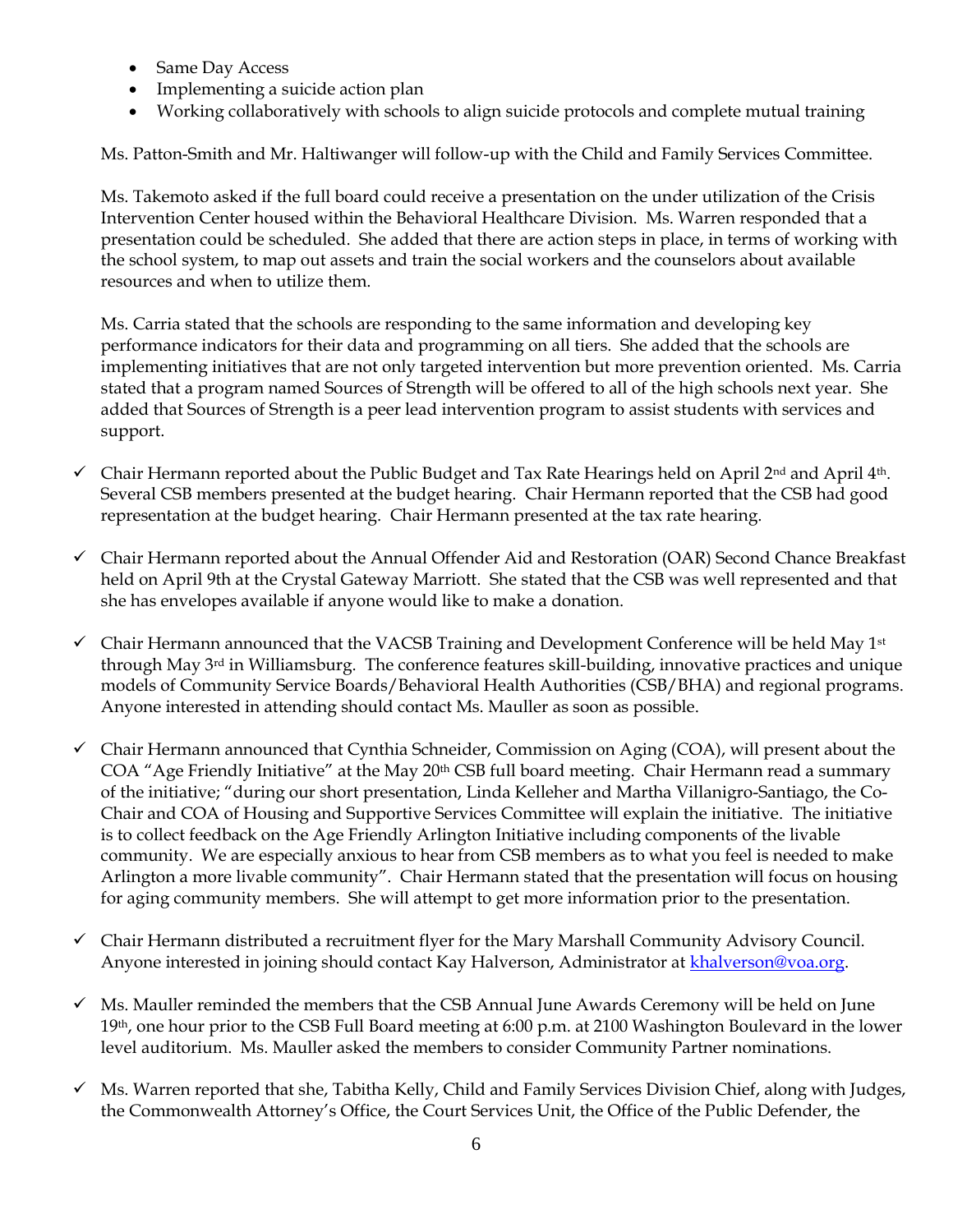- Same Day Access
- Implementing a suicide action plan
- Working collaboratively with schools to align suicide protocols and complete mutual training

Ms. Patton-Smith and Mr. Haltiwanger will follow-up with the Child and Family Services Committee.

Ms. Takemoto asked if the full board could receive a presentation on the under utilization of the Crisis Intervention Center housed within the Behavioral Healthcare Division. Ms. Warren responded that a presentation could be scheduled. She added that there are action steps in place, in terms of working with the school system, to map out assets and train the social workers and the counselors about available resources and when to utilize them.

Ms. Carria stated that the schools are responding to the same information and developing key performance indicators for their data and programming on all tiers. She added that the schools are implementing initiatives that are not only targeted intervention but more prevention oriented. Ms. Carria stated that a program named Sources of Strength will be offered to all of the high schools next year. She added that Sources of Strength is a peer lead intervention program to assist students with services and support.

- ✓ Chair Hermann reported about the Public Budget and Tax Rate Hearings held on April 2nd and April 4th. Several CSB members presented at the budget hearing. Chair Hermann reported that the CSB had good representation at the budget hearing. Chair Hermann presented at the tax rate hearing.

- ✓ Chair Hermann reported about the Annual Offender Aid and Restoration (OAR) Second Chance Breakfast held on April 9th at the Crystal Gateway Marriott. She stated that the CSB was well represented and that she has envelopes available if anyone would like to make a donation.

- ✓ Chair Hermann announced that the VACSB Training and Development Conference will be held May 1st through May 3rd in Williamsburg. The conference features skill-building, innovative practices and unique models of Community Service Boards/Behavioral Health Authorities (CSB/BHA) and regional programs. Anyone interested in attending should contact Ms. Mauller as soon as possible.

- ✓ Chair Hermann announced that Cynthia Schneider, Commission on Aging (COA), will present about the COA "Age Friendly Initiative" at the May 20th CSB full board meeting. Chair Hermann read a summary of the initiative; "during our short presentation, Linda Kelleher and Martha Villanigro-Santiago, the Co-Chair and COA of Housing and Supportive Services Committee will explain the initiative. The initiative is to collect feedback on the Age Friendly Arlington Initiative including components of the livable community. We are especially anxious to hear from CSB members as to what you feel is needed to make Arlington a more livable community". Chair Hermann stated that the presentation will focus on housing for aging community members. She will attempt to get more information prior to the presentation.

- ✓ Chair Hermann distributed a recruitment flyer for the Mary Marshall Community Advisory Council. Anyone interested in joining should contact Kay Halverson, Administrator at khalverson@voa.org.

- ✓ Ms. Mauller reminded the members that the CSB Annual June Awards Ceremony will be held on June 19th, one hour prior to the CSB Full Board meeting at 6:00 p.m. at 2100 Washington Boulevard in the lower level auditorium. Ms. Mauller asked the members to consider Community Partner nominations.

- ✓ Ms. Warren reported that she, Tabitha Kelly, Child and Family Services Division Chief, along with Judges, the Commonwealth Attorney's Office, the Court Services Unit, the Office of the Public Defender, the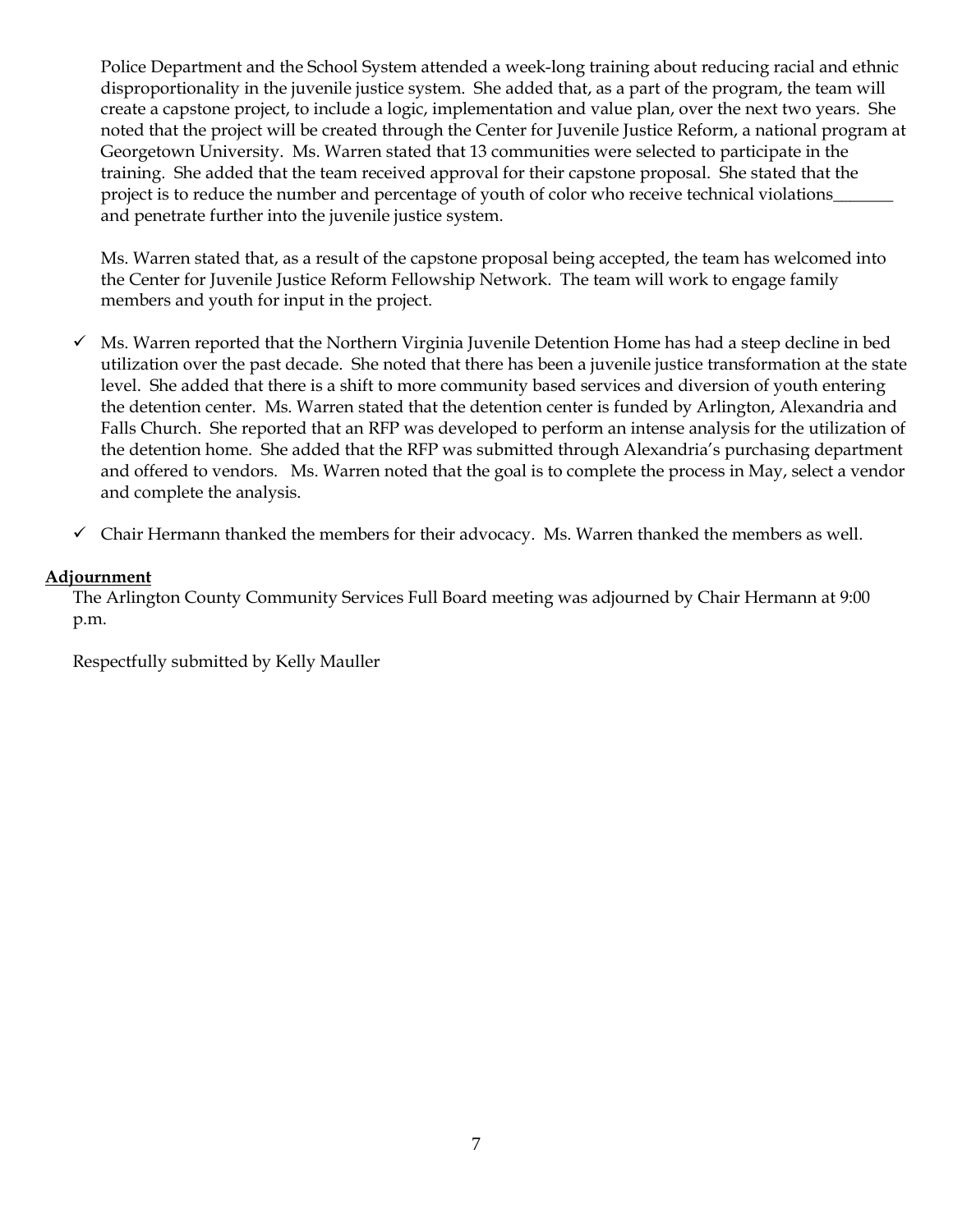Police Department and the School System attended a week-long training about reducing racial and ethnic disproportionality in the juvenile justice system. She added that, as a part of the program, the team will create a capstone project, to include a logic, implementation and value plan, over the next two years. She noted that the project will be created through the Center for Juvenile Justice Reform, a national program at Georgetown University. Ms. Warren stated that 13 communities were selected to participate in the training. She added that the team received approval for their capstone proposal. She stated that the project is to reduce the number and percentage of youth of color who receive technical violations_______ and penetrate further into the juvenile justice system.

Ms. Warren stated that, as a result of the capstone proposal being accepted, the team has welcomed into the Center for Juvenile Justice Reform Fellowship Network. The team will work to engage family members and youth for input in the project.

- ✓ Ms. Warren reported that the Northern Virginia Juvenile Detention Home has had a steep decline in bed utilization over the past decade. She noted that there has been a juvenile justice transformation at the state level. She added that there is a shift to more community based services and diversion of youth entering the detention center. Ms. Warren stated that the detention center is funded by Arlington, Alexandria and Falls Church. She reported that an RFP was developed to perform an intense analysis for the utilization of the detention home. She added that the RFP was submitted through Alexandria's purchasing department and offered to vendors. Ms. Warren noted that the goal is to complete the process in May, select a vendor and complete the analysis.

- ✓ Chair Hermann thanked the members for their advocacy. Ms. Warren thanked the members as well.

**Adjournment**

The Arlington County Community Services Full Board meeting was adjourned by Chair Hermann at 9:00 p.m.

Respectfully submitted by Kelly Mauller